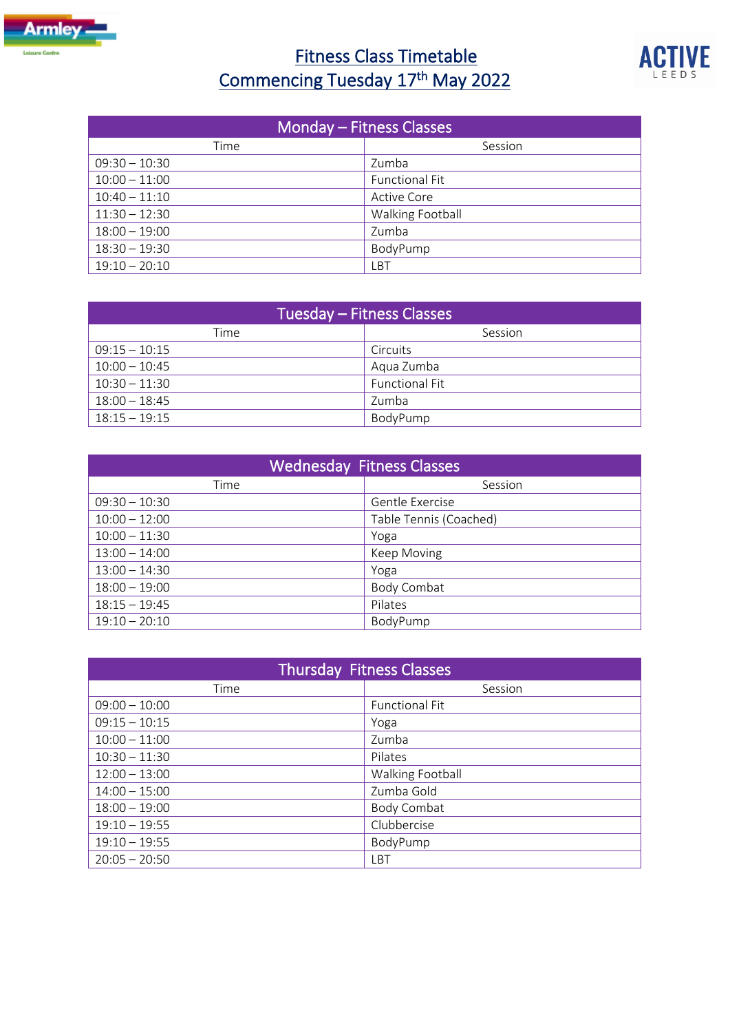# Fitness Class Timetable
# Commencing Tuesday 17th May 2022

| Monday – Fitness Classes | |
|---|---|
| Time | Session |
| 09:30 – 10:30 | Zumba |
| 10:00 – 11:00 | Functional Fit |
| 10:40 – 11:10 | Active Core |
| 11:30 – 12:30 | Walking Football |
| 18:00 – 19:00 | Zumba |
| 18:30 – 19:30 | BodyPump |
| 19:10 – 20:10 | LBT |

| Tuesday – Fitness Classes | |
|---|---|
| Time | Session |
| 09:15 – 10:15 | Circuits |
| 10:00 – 10:45 | Aqua Zumba |
| 10:30 – 11:30 | Functional Fit |
| 18:00 – 18:45 | Zumba |
| 18:15 – 19:15 | BodyPump |

| Wednesday Fitness Classes | |
|---|---|
| Time | Session |
| 09:30 – 10:30 | Gentle Exercise |
| 10:00 – 12:00 | Table Tennis (Coached) |
| 10:00 – 11:30 | Yoga |
| 13:00 – 14:00 | Keep Moving |
| 13:00 – 14:30 | Yoga |
| 18:00 – 19:00 | Body Combat |
| 18:15 – 19:45 | Pilates |
| 19:10 – 20:10 | BodyPump |

| Thursday Fitness Classes | |
|---|---|
| Time | Session |
| 09:00 – 10:00 | Functional Fit |
| 09:15 – 10:15 | Yoga |
| 10:00 – 11:00 | Zumba |
| 10:30 – 11:30 | Pilates |
| 12:00 – 13:00 | Walking Football |
| 14:00 – 15:00 | Zumba Gold |
| 18:00 – 19:00 | Body Combat |
| 19:10 – 19:55 | Clubbercise |
| 19:10 – 19:55 | BodyPump |
| 20:05 – 20:50 | LBT |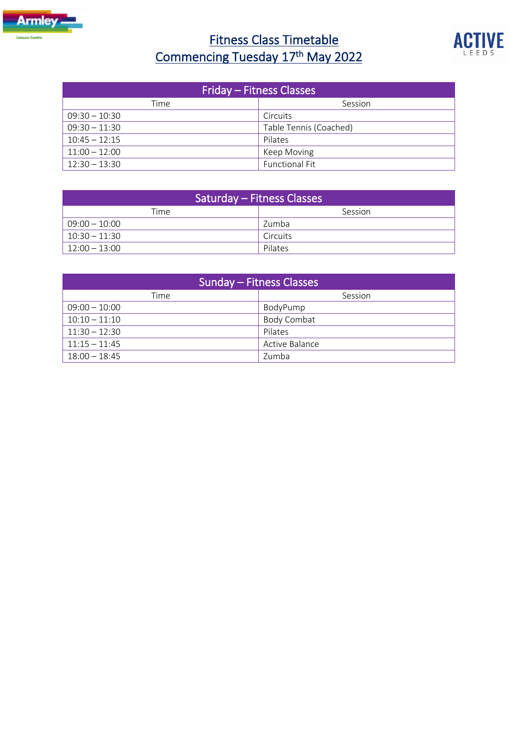# Fitness Class Timetable
# Commencing Tuesday 17th May 2022

| Friday – Fitness Classes | |
|---|---|
| Time | Session |
| 09:30 – 10:30 | Circuits |
| 09:30 – 11:30 | Table Tennis (Coached) |
| 10:45 – 12:15 | Pilates |
| 11:00 – 12:00 | Keep Moving |
| 12:30 – 13:30 | Functional Fit |

| Saturday – Fitness Classes | |
|---|---|
| Time | Session |
| 09:00 – 10:00 | Zumba |
| 10:30 – 11:30 | Circuits |
| 12:00 – 13:00 | Pilates |

| Sunday – Fitness Classes | |
|---|---|
| Time | Session |
| 09:00 – 10:00 | BodyPump |
| 10:10 – 11:10 | Body Combat |
| 11:30 – 12:30 | Pilates |
| 11:15 – 11:45 | Active Balance |
| 18:00 – 18:45 | Zumba |